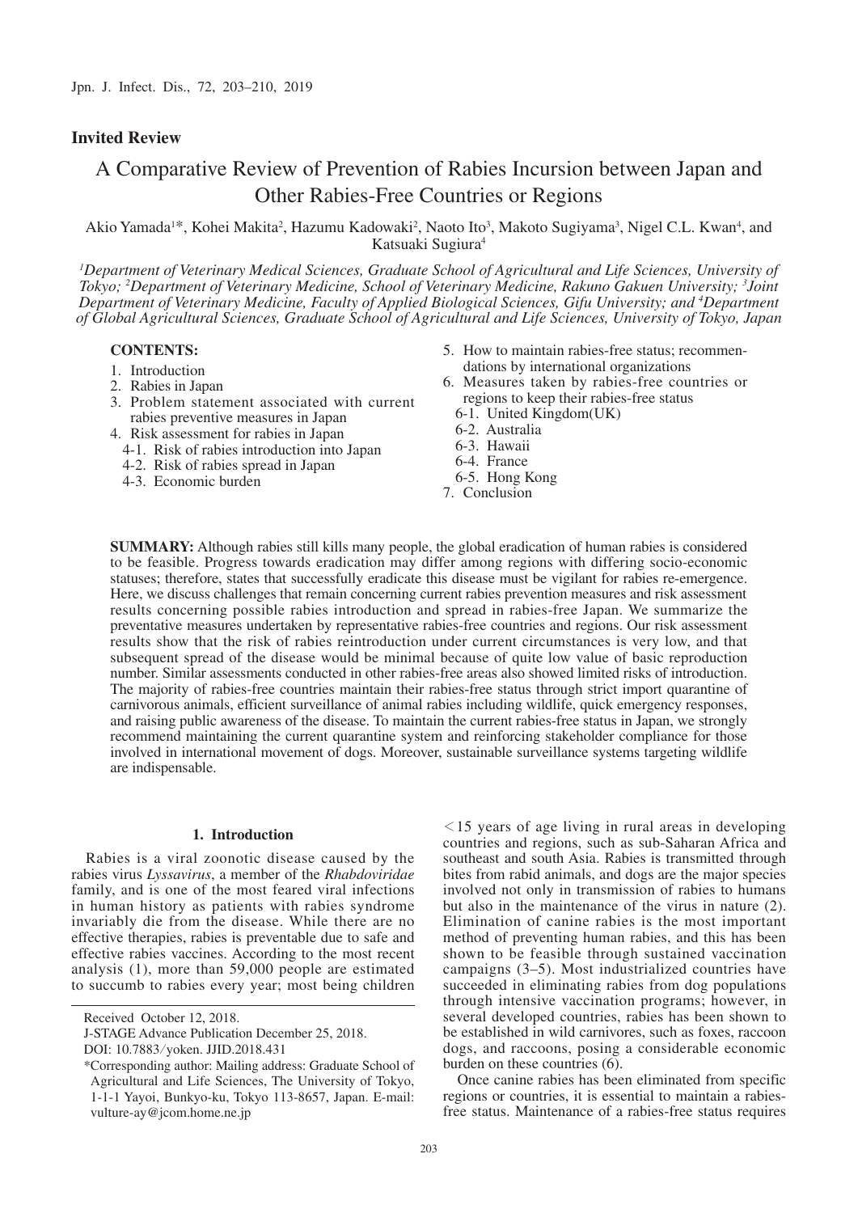**Invited Review**

# A Comparative Review of Prevention of Rabies Incursion between Japan and Other Rabies-Free Countries or Regions

Akio Yamada[1]*, Kohei Makita[2], Hazumu Kadowaki[2], Naoto Ito[3], Makoto Sugiyama[3], Nigel C.L. Kwan[4], and Katsuaki Sugiura[4]

*[1]Department of Veterinary Medical Sciences, Graduate School of Agricultural and Life Sciences, University of Tokyo; [2]Department of Veterinary Medicine, School of Veterinary Medicine, Rakuno Gakuen University; [3]Joint Department of Veterinary Medicine, Faculty of Applied Biological Sciences, Gifu University; and [4]Department of Global Agricultural Sciences, Graduate School of Agricultural and Life Sciences, University of Tokyo, Japan*

**CONTENTS:**

1. Introduction
2. Rabies in Japan
3. Problem statement associated with current rabies preventive measures in Japan
4. Risk assessment for rabies in Japan
   - 4-1. Risk of rabies introduction into Japan
   - 4-2. Risk of rabies spread in Japan
   - 4-3. Economic burden
5. How to maintain rabies-free status; recommendations by international organizations
6. Measures taken by rabies-free countries or regions to keep their rabies-free status
   - 6-1. United Kingdom(UK)
   - 6-2. Australia
   - 6-3. Hawaii
   - 6-4. France
   - 6-5. Hong Kong
7. Conclusion

**SUMMARY:** Although rabies still kills many people, the global eradication of human rabies is considered to be feasible. Progress towards eradication may differ among regions with differing socio-economic statuses; therefore, states that successfully eradicate this disease must be vigilant for rabies re-emergence. Here, we discuss challenges that remain concerning current rabies prevention measures and risk assessment results concerning possible rabies introduction and spread in rabies-free Japan. We summarize the preventative measures undertaken by representative rabies-free countries and regions. Our risk assessment results show that the risk of rabies reintroduction under current circumstances is very low, and that subsequent spread of the disease would be minimal because of quite low value of basic reproduction number. Similar assessments conducted in other rabies-free areas also showed limited risks of introduction. The majority of rabies-free countries maintain their rabies-free status through strict import quarantine of carnivorous animals, efficient surveillance of animal rabies including wildlife, quick emergency responses, and raising public awareness of the disease. To maintain the current rabies-free status in Japan, we strongly recommend maintaining the current quarantine system and reinforcing stakeholder compliance for those involved in international movement of dogs. Moreover, sustainable surveillance systems targeting wildlife are indispensable.

## 1. Introduction

Rabies is a viral zoonotic disease caused by the rabies virus *Lyssavirus*, a member of the *Rhabdoviridae* family, and is one of the most feared viral infections in human history as patients with rabies syndrome invariably die from the disease. While there are no effective therapies, rabies is preventable due to safe and effective rabies vaccines. According to the most recent analysis (1), more than 59,000 people are estimated to succumb to rabies every year; most being children <15 years of age living in rural areas in developing countries and regions, such as sub-Saharan Africa and southeast and south Asia. Rabies is transmitted through bites from rabid animals, and dogs are the major species involved not only in transmission of rabies to humans but also in the maintenance of the virus in nature (2). Elimination of canine rabies is the most important method of preventing human rabies, and this has been shown to be feasible through sustained vaccination campaigns (3–5). Most industrialized countries have succeeded in eliminating rabies from dog populations through intensive vaccination programs; however, in several developed countries, rabies has been shown to be established in wild carnivores, such as foxes, raccoon dogs, and raccoons, posing a considerable economic burden on these countries (6).

Once canine rabies has been eliminated from specific regions or countries, it is essential to maintain a rabies-free status. Maintenance of a rabies-free status requires

Received October 12, 2018.

J-STAGE Advance Publication December 25, 2018.

DOI: 10.7883/yoken. JJID.2018.431

*Corresponding author: Mailing address: Graduate School of Agricultural and Life Sciences, The University of Tokyo, 1-1-1 Yayoi, Bunkyo-ku, Tokyo 113-8657, Japan. E-mail: vulture-ay@jcom.home.ne.jp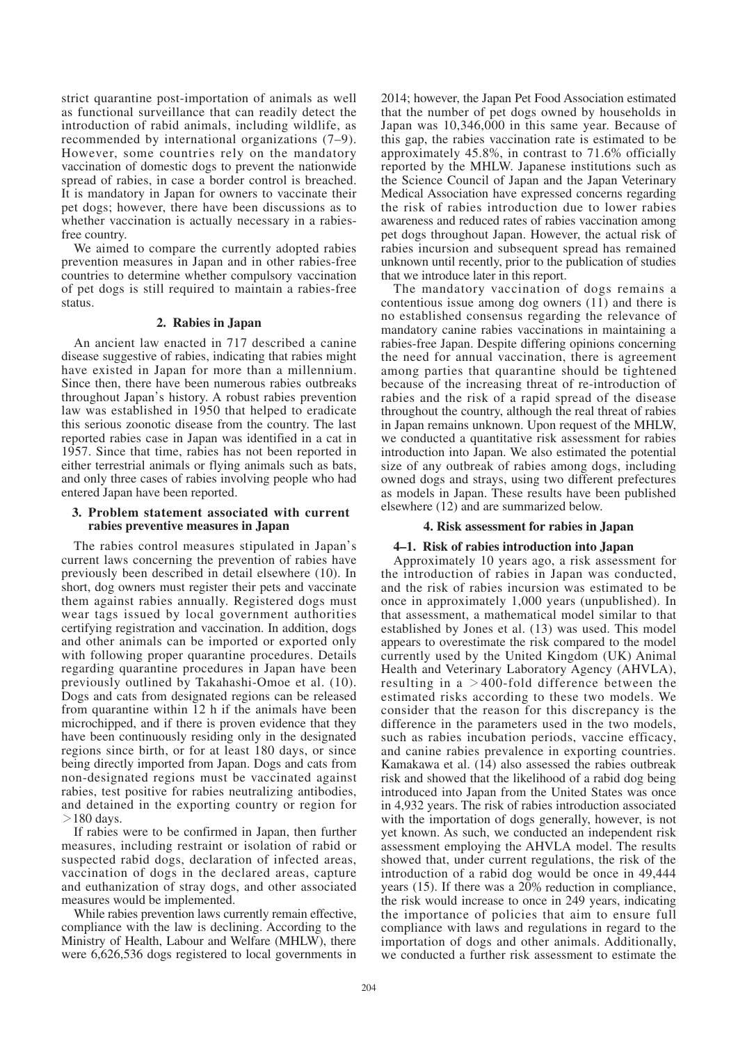strict quarantine post-importation of animals as well as functional surveillance that can readily detect the introduction of rabid animals, including wildlife, as recommended by international organizations (7–9). However, some countries rely on the mandatory vaccination of domestic dogs to prevent the nationwide spread of rabies, in case a border control is breached. It is mandatory in Japan for owners to vaccinate their pet dogs; however, there have been discussions as to whether vaccination is actually necessary in a rabies-free country.

We aimed to compare the currently adopted rabies prevention measures in Japan and in other rabies-free countries to determine whether compulsory vaccination of pet dogs is still required to maintain a rabies-free status.

## 2. Rabies in Japan

An ancient law enacted in 717 described a canine disease suggestive of rabies, indicating that rabies might have existed in Japan for more than a millennium. Since then, there have been numerous rabies outbreaks throughout Japan's history. A robust rabies prevention law was established in 1950 that helped to eradicate this serious zoonotic disease from the country. The last reported rabies case in Japan was identified in a cat in 1957. Since that time, rabies has not been reported in either terrestrial animals or flying animals such as bats, and only three cases of rabies involving people who had entered Japan have been reported.

## 3. Problem statement associated with current rabies preventive measures in Japan

The rabies control measures stipulated in Japan's current laws concerning the prevention of rabies have previously been described in detail elsewhere (10). In short, dog owners must register their pets and vaccinate them against rabies annually. Registered dogs must wear tags issued by local government authorities certifying registration and vaccination. In addition, dogs and other animals can be imported or exported only with following proper quarantine procedures. Details regarding quarantine procedures in Japan have been previously outlined by Takahashi-Omoe et al. (10). Dogs and cats from designated regions can be released from quarantine within 12 h if the animals have been microchipped, and if there is proven evidence that they have been continuously residing only in the designated regions since birth, or for at least 180 days, or since being directly imported from Japan. Dogs and cats from non-designated regions must be vaccinated against rabies, test positive for rabies neutralizing antibodies, and detained in the exporting country or region for >180 days.

If rabies were to be confirmed in Japan, then further measures, including restraint or isolation of rabid or suspected rabid dogs, declaration of infected areas, vaccination of dogs in the declared areas, capture and euthanization of stray dogs, and other associated measures would be implemented.

While rabies prevention laws currently remain effective, compliance with the law is declining. According to the Ministry of Health, Labour and Welfare (MHLW), there were 6,626,536 dogs registered to local governments in 2014; however, the Japan Pet Food Association estimated that the number of pet dogs owned by households in Japan was 10,346,000 in this same year. Because of this gap, the rabies vaccination rate is estimated to be approximately 45.8%, in contrast to 71.6% officially reported by the MHLW. Japanese institutions such as the Science Council of Japan and the Japan Veterinary Medical Association have expressed concerns regarding the risk of rabies introduction due to lower rabies awareness and reduced rates of rabies vaccination among pet dogs throughout Japan. However, the actual risk of rabies incursion and subsequent spread has remained unknown until recently, prior to the publication of studies that we introduce later in this report.

The mandatory vaccination of dogs remains a contentious issue among dog owners (11) and there is no established consensus regarding the relevance of mandatory canine rabies vaccinations in maintaining a rabies-free Japan. Despite differing opinions concerning the need for annual vaccination, there is agreement among parties that quarantine should be tightened because of the increasing threat of re-introduction of rabies and the risk of a rapid spread of the disease throughout the country, although the real threat of rabies in Japan remains unknown. Upon request of the MHLW, we conducted a quantitative risk assessment for rabies introduction into Japan. We also estimated the potential size of any outbreak of rabies among dogs, including owned dogs and strays, using two different prefectures as models in Japan. These results have been published elsewhere (12) and are summarized below.

## 4. Risk assessment for rabies in Japan

### 4–1. Risk of rabies introduction into Japan

Approximately 10 years ago, a risk assessment for the introduction of rabies in Japan was conducted, and the risk of rabies incursion was estimated to be once in approximately 1,000 years (unpublished). In that assessment, a mathematical model similar to that established by Jones et al. (13) was used. This model appears to overestimate the risk compared to the model currently used by the United Kingdom (UK) Animal Health and Veterinary Laboratory Agency (AHVLA), resulting in a >400-fold difference between the estimated risks according to these two models. We consider that the reason for this discrepancy is the difference in the parameters used in the two models, such as rabies incubation periods, vaccine efficacy, and canine rabies prevalence in exporting countries. Kamakawa et al. (14) also assessed the rabies outbreak risk and showed that the likelihood of a rabid dog being introduced into Japan from the United States was once in 4,932 years. The risk of rabies introduction associated with the importation of dogs generally, however, is not yet known. As such, we conducted an independent risk assessment employing the AHVLA model. The results showed that, under current regulations, the risk of the introduction of a rabid dog would be once in 49,444 years (15). If there was a 20% reduction in compliance, the risk would increase to once in 249 years, indicating the importance of policies that aim to ensure full compliance with laws and regulations in regard to the importation of dogs and other animals. Additionally, we conducted a further risk assessment to estimate the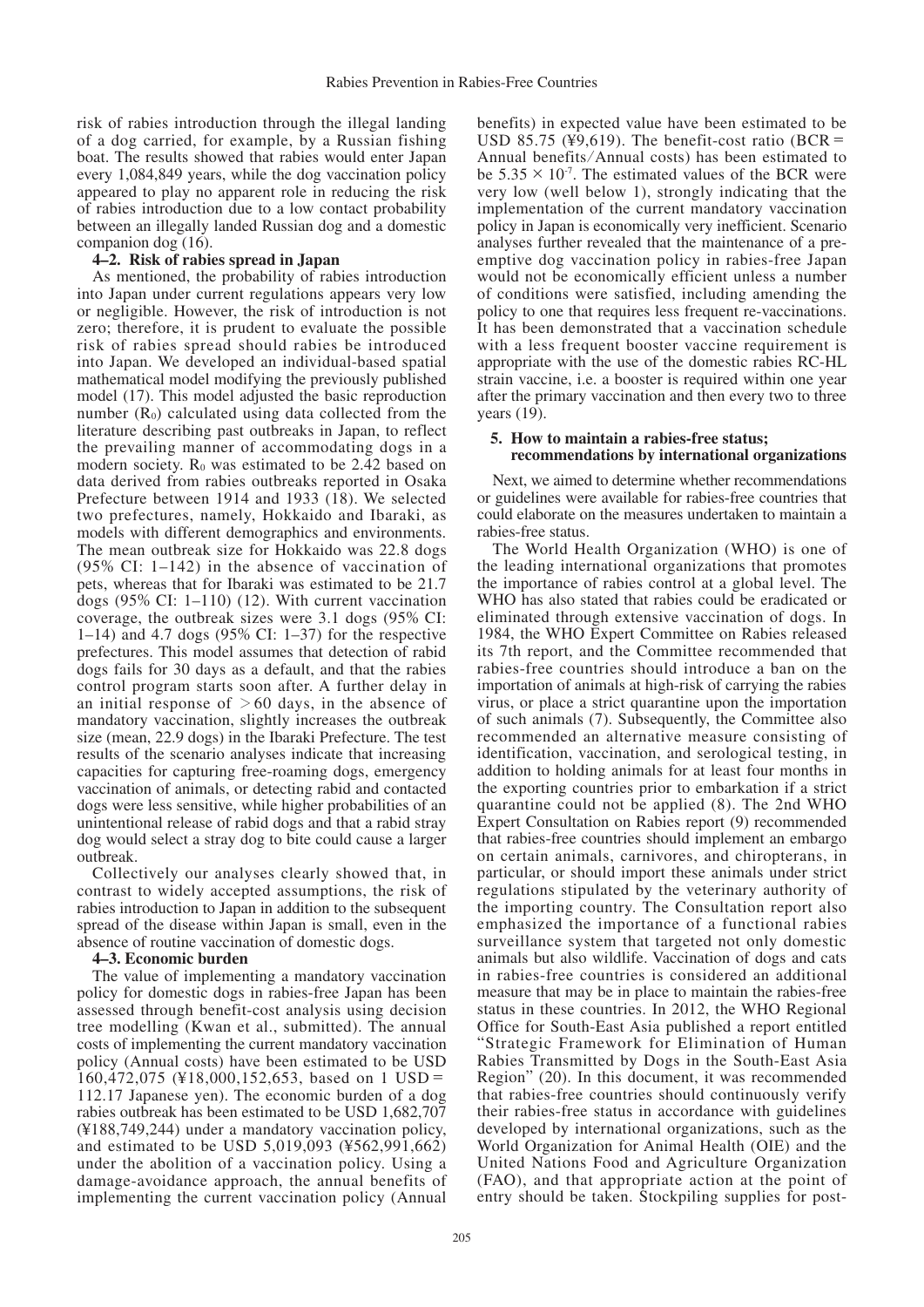risk of rabies introduction through the illegal landing of a dog carried, for example, by a Russian fishing boat. The results showed that rabies would enter Japan every 1,084,849 years, while the dog vaccination policy appeared to play no apparent role in reducing the risk of rabies introduction due to a low contact probability between an illegally landed Russian dog and a domestic companion dog (16).

### 4–2. Risk of rabies spread in Japan

As mentioned, the probability of rabies introduction into Japan under current regulations appears very low or negligible. However, the risk of introduction is not zero; therefore, it is prudent to evaluate the possible risk of rabies spread should rabies be introduced into Japan. We developed an individual-based spatial mathematical model modifying the previously published model (17). This model adjusted the basic reproduction number ($R_0$) calculated using data collected from the literature describing past outbreaks in Japan, to reflect the prevailing manner of accommodating dogs in a modern society. $R_0$ was estimated to be 2.42 based on data derived from rabies outbreaks reported in Osaka Prefecture between 1914 and 1933 (18). We selected two prefectures, namely, Hokkaido and Ibaraki, as models with different demographics and environments. The mean outbreak size for Hokkaido was 22.8 dogs (95% CI: 1–142) in the absence of vaccination of pets, whereas that for Ibaraki was estimated to be 21.7 dogs (95% CI: 1–110) (12). With current vaccination coverage, the outbreak sizes were 3.1 dogs (95% CI: 1–14) and 4.7 dogs (95% CI: 1–37) for the respective prefectures. This model assumes that detection of rabid dogs fails for 30 days as a default, and that the rabies control program starts soon after. A further delay in an initial response of $>60$ days, in the absence of mandatory vaccination, slightly increases the outbreak size (mean, 22.9 dogs) in the Ibaraki Prefecture. The test results of the scenario analyses indicate that increasing capacities for capturing free-roaming dogs, emergency vaccination of animals, or detecting rabid and contacted dogs were less sensitive, while higher probabilities of an unintentional release of rabid dogs and that a rabid stray dog would select a stray dog to bite could cause a larger outbreak.

Collectively our analyses clearly showed that, in contrast to widely accepted assumptions, the risk of rabies introduction to Japan in addition to the subsequent spread of the disease within Japan is small, even in the absence of routine vaccination of domestic dogs.

### 4–3. Economic burden

The value of implementing a mandatory vaccination policy for domestic dogs in rabies-free Japan has been assessed through benefit-cost analysis using decision tree modelling (Kwan et al., submitted). The annual costs of implementing the current mandatory vaccination policy (Annual costs) have been estimated to be USD 160,472,075 (¥18,000,152,653, based on 1 USD = 112.17 Japanese yen). The economic burden of a dog rabies outbreak has been estimated to be USD 1,682,707 (¥188,749,244) under a mandatory vaccination policy, and estimated to be USD 5,019,093 (¥562,991,662) under the abolition of a vaccination policy. Using a damage-avoidance approach, the annual benefits of implementing the current vaccination policy (Annual benefits) in expected value have been estimated to be USD 85.75 (¥9,619). The benefit-cost ratio (BCR = Annual benefits/Annual costs) has been estimated to be $5.35 \times 10^{-7}$. The estimated values of the BCR were very low (well below 1), strongly indicating that the implementation of the current mandatory vaccination policy in Japan is economically very inefficient. Scenario analyses further revealed that the maintenance of a pre-emptive dog vaccination policy in rabies-free Japan would not be economically efficient unless a number of conditions were satisfied, including amending the policy to one that requires less frequent re-vaccinations. It has been demonstrated that a vaccination schedule with a less frequent booster vaccine requirement is appropriate with the use of the domestic rabies RC-HL strain vaccine, i.e. a booster is required within one year after the primary vaccination and then every two to three years (19).

## 5. How to maintain a rabies-free status; recommendations by international organizations

Next, we aimed to determine whether recommendations or guidelines were available for rabies-free countries that could elaborate on the measures undertaken to maintain a rabies-free status.

The World Health Organization (WHO) is one of the leading international organizations that promotes the importance of rabies control at a global level. The WHO has also stated that rabies could be eradicated or eliminated through extensive vaccination of dogs. In 1984, the WHO Expert Committee on Rabies released its 7th report, and the Committee recommended that rabies-free countries should introduce a ban on the importation of animals at high-risk of carrying the rabies virus, or place a strict quarantine upon the importation of such animals (7). Subsequently, the Committee also recommended an alternative measure consisting of identification, vaccination, and serological testing, in addition to holding animals for at least four months in the exporting countries prior to embarkation if a strict quarantine could not be applied (8). The 2nd WHO Expert Consultation on Rabies report (9) recommended that rabies-free countries should implement an embargo on certain animals, carnivores, and chiropterans, in particular, or should import these animals under strict regulations stipulated by the veterinary authority of the importing country. The Consultation report also emphasized the importance of a functional rabies surveillance system that targeted not only domestic animals but also wildlife. Vaccination of dogs and cats in rabies-free countries is considered an additional measure that may be in place to maintain the rabies-free status in these countries. In 2012, the WHO Regional Office for South-East Asia published a report entitled "Strategic Framework for Elimination of Human Rabies Transmitted by Dogs in the South-East Asia Region" (20). In this document, it was recommended that rabies-free countries should continuously verify their rabies-free status in accordance with guidelines developed by international organizations, such as the World Organization for Animal Health (OIE) and the United Nations Food and Agriculture Organization (FAO), and that appropriate action at the point of entry should be taken. Stockpiling supplies for post-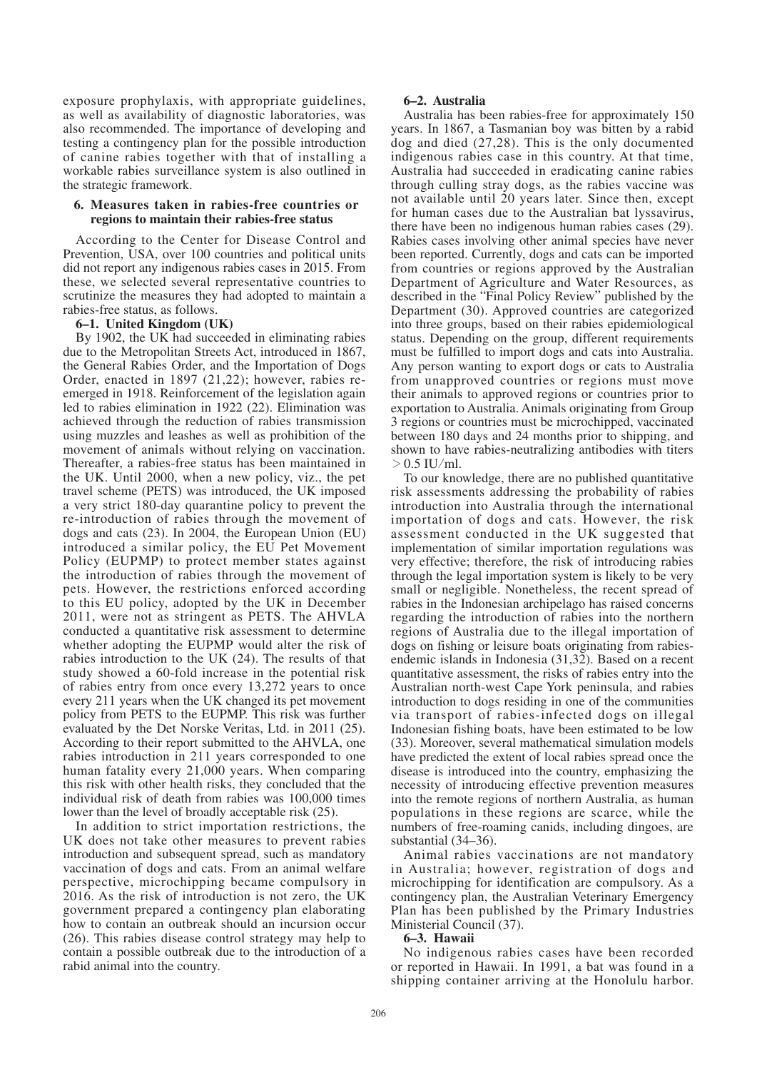exposure prophylaxis, with appropriate guidelines, as well as availability of diagnostic laboratories, was also recommended. The importance of developing and testing a contingency plan for the possible introduction of canine rabies together with that of installing a workable rabies surveillance system is also outlined in the strategic framework.

## 6. Measures taken in rabies-free countries or regions to maintain their rabies-free status

According to the Center for Disease Control and Prevention, USA, over 100 countries and political units did not report any indigenous rabies cases in 2015. From these, we selected several representative countries to scrutinize the measures they had adopted to maintain a rabies-free status, as follows.

### 6–1. United Kingdom (UK)

By 1902, the UK had succeeded in eliminating rabies due to the Metropolitan Streets Act, introduced in 1867, the General Rabies Order, and the Importation of Dogs Order, enacted in 1897 (21,22); however, rabies re-emerged in 1918. Reinforcement of the legislation again led to rabies elimination in 1922 (22). Elimination was achieved through the reduction of rabies transmission using muzzles and leashes as well as prohibition of the movement of animals without relying on vaccination. Thereafter, a rabies-free status has been maintained in the UK. Until 2000, when a new policy, viz., the pet travel scheme (PETS) was introduced, the UK imposed a very strict 180-day quarantine policy to prevent the re-introduction of rabies through the movement of dogs and cats (23). In 2004, the European Union (EU) introduced a similar policy, the EU Pet Movement Policy (EUPMP) to protect member states against the introduction of rabies through the movement of pets. However, the restrictions enforced according to this EU policy, adopted by the UK in December 2011, were not as stringent as PETS. The AHVLA conducted a quantitative risk assessment to determine whether adopting the EUPMP would alter the risk of rabies introduction to the UK (24). The results of that study showed a 60-fold increase in the potential risk of rabies entry from once every 13,272 years to once every 211 years when the UK changed its pet movement policy from PETS to the EUPMP. This risk was further evaluated by the Det Norske Veritas, Ltd. in 2011 (25). According to their report submitted to the AHVLA, one rabies introduction in 211 years corresponded to one human fatality every 21,000 years. When comparing this risk with other health risks, they concluded that the individual risk of death from rabies was 100,000 times lower than the level of broadly acceptable risk (25).

In addition to strict importation restrictions, the UK does not take other measures to prevent rabies introduction and subsequent spread, such as mandatory vaccination of dogs and cats. From an animal welfare perspective, microchipping became compulsory in 2016. As the risk of introduction is not zero, the UK government prepared a contingency plan elaborating how to contain an outbreak should an incursion occur (26). This rabies disease control strategy may help to contain a possible outbreak due to the introduction of a rabid animal into the country.

### 6–2. Australia

Australia has been rabies-free for approximately 150 years. In 1867, a Tasmanian boy was bitten by a rabid dog and died (27,28). This is the only documented indigenous rabies case in this country. At that time, Australia had succeeded in eradicating canine rabies through culling stray dogs, as the rabies vaccine was not available until 20 years later. Since then, except for human cases due to the Australian bat lyssavirus, there have been no indigenous human rabies cases (29). Rabies cases involving other animal species have never been reported. Currently, dogs and cats can be imported from countries or regions approved by the Australian Department of Agriculture and Water Resources, as described in the "Final Policy Review" published by the Department (30). Approved countries are categorized into three groups, based on their rabies epidemiological status. Depending on the group, different requirements must be fulfilled to import dogs and cats into Australia. Any person wanting to export dogs or cats to Australia from unapproved countries or regions must move their animals to approved regions or countries prior to exportation to Australia. Animals originating from Group 3 regions or countries must be microchipped, vaccinated between 180 days and 24 months prior to shipping, and shown to have rabies-neutralizing antibodies with titers $> 0.5$ IU/ml.

To our knowledge, there are no published quantitative risk assessments addressing the probability of rabies introduction into Australia through the international importation of dogs and cats. However, the risk assessment conducted in the UK suggested that implementation of similar importation regulations was very effective; therefore, the risk of introducing rabies through the legal importation system is likely to be very small or negligible. Nonetheless, the recent spread of rabies in the Indonesian archipelago has raised concerns regarding the introduction of rabies into the northern regions of Australia due to the illegal importation of dogs on fishing or leisure boats originating from rabies-endemic islands in Indonesia (31,32). Based on a recent quantitative assessment, the risks of rabies entry into the Australian north-west Cape York peninsula, and rabies introduction to dogs residing in one of the communities via transport of rabies-infected dogs on illegal Indonesian fishing boats, have been estimated to be low (33). Moreover, several mathematical simulation models have predicted the extent of local rabies spread once the disease is introduced into the country, emphasizing the necessity of introducing effective prevention measures into the remote regions of northern Australia, as human populations in these regions are scarce, while the numbers of free-roaming canids, including dingoes, are substantial (34–36).

Animal rabies vaccinations are not mandatory in Australia; however, registration of dogs and microchipping for identification are compulsory. As a contingency plan, the Australian Veterinary Emergency Plan has been published by the Primary Industries Ministerial Council (37).

### 6–3. Hawaii

No indigenous rabies cases have been recorded or reported in Hawaii. In 1991, a bat was found in a shipping container arriving at the Honolulu harbor.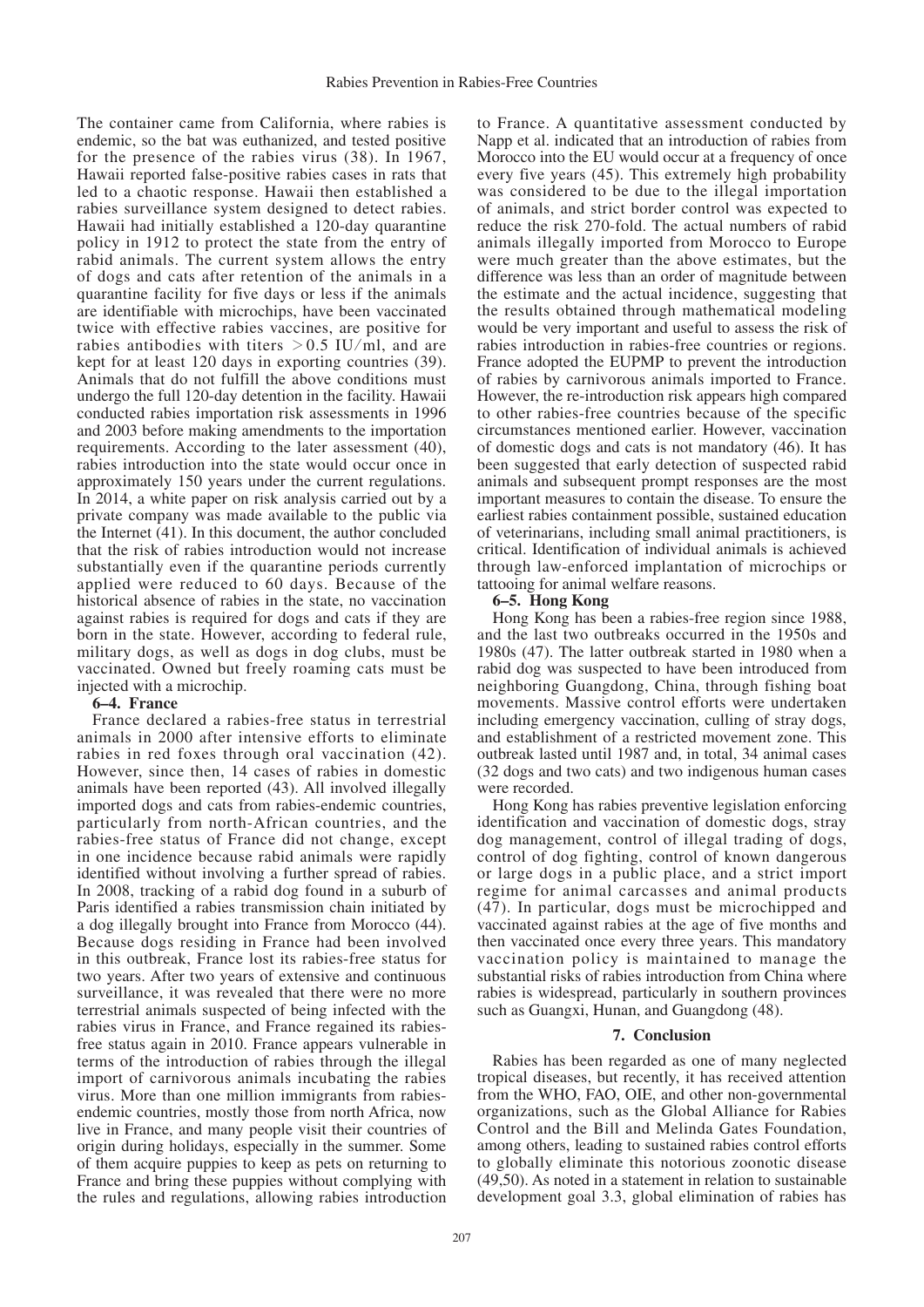The container came from California, where rabies is endemic, so the bat was euthanized, and tested positive for the presence of the rabies virus (38). In 1967, Hawaii reported false-positive rabies cases in rats that led to a chaotic response. Hawaii then established a rabies surveillance system designed to detect rabies. Hawaii had initially established a 120-day quarantine policy in 1912 to protect the state from the entry of rabid animals. The current system allows the entry of dogs and cats after retention of the animals in a quarantine facility for five days or less if the animals are identifiable with microchips, have been vaccinated twice with effective rabies vaccines, are positive for rabies antibodies with titers $> 0.5$ IU/ml, and are kept for at least 120 days in exporting countries (39). Animals that do not fulfill the above conditions must undergo the full 120-day detention in the facility. Hawaii conducted rabies importation risk assessments in 1996 and 2003 before making amendments to the importation requirements. According to the later assessment (40), rabies introduction into the state would occur once in approximately 150 years under the current regulations. In 2014, a white paper on risk analysis carried out by a private company was made available to the public via the Internet (41). In this document, the author concluded that the risk of rabies introduction would not increase substantially even if the quarantine periods currently applied were reduced to 60 days. Because of the historical absence of rabies in the state, no vaccination against rabies is required for dogs and cats if they are born in the state. However, according to federal rule, military dogs, as well as dogs in dog clubs, must be vaccinated. Owned but freely roaming cats must be injected with a microchip.

### 6–4. France

France declared a rabies-free status in terrestrial animals in 2000 after intensive efforts to eliminate rabies in red foxes through oral vaccination (42). However, since then, 14 cases of rabies in domestic animals have been reported (43). All involved illegally imported dogs and cats from rabies-endemic countries, particularly from north-African countries, and the rabies-free status of France did not change, except in one incidence because rabid animals were rapidly identified without involving a further spread of rabies. In 2008, tracking of a rabid dog found in a suburb of Paris identified a rabies transmission chain initiated by a dog illegally brought into France from Morocco (44). Because dogs residing in France had been involved in this outbreak, France lost its rabies-free status for two years. After two years of extensive and continuous surveillance, it was revealed that there were no more terrestrial animals suspected of being infected with the rabies virus in France, and France regained its rabies-free status again in 2010. France appears vulnerable in terms of the introduction of rabies through the illegal import of carnivorous animals incubating the rabies virus. More than one million immigrants from rabies-endemic countries, mostly those from north Africa, now live in France, and many people visit their countries of origin during holidays, especially in the summer. Some of them acquire puppies to keep as pets on returning to France and bring these puppies without complying with the rules and regulations, allowing rabies introduction to France. A quantitative assessment conducted by Napp et al. indicated that an introduction of rabies from Morocco into the EU would occur at a frequency of once every five years (45). This extremely high probability was considered to be due to the illegal importation of animals, and strict border control was expected to reduce the risk 270-fold. The actual numbers of rabid animals illegally imported from Morocco to Europe were much greater than the above estimates, but the difference was less than an order of magnitude between the estimate and the actual incidence, suggesting that the results obtained through mathematical modeling would be very important and useful to assess the risk of rabies introduction in rabies-free countries or regions. France adopted the EUPMP to prevent the introduction of rabies by carnivorous animals imported to France. However, the re-introduction risk appears high compared to other rabies-free countries because of the specific circumstances mentioned earlier. However, vaccination of domestic dogs and cats is not mandatory (46). It has been suggested that early detection of suspected rabid animals and subsequent prompt responses are the most important measures to contain the disease. To ensure the earliest rabies containment possible, sustained education of veterinarians, including small animal practitioners, is critical. Identification of individual animals is achieved through law-enforced implantation of microchips or tattooing for animal welfare reasons.

### 6–5. Hong Kong

Hong Kong has been a rabies-free region since 1988, and the last two outbreaks occurred in the 1950s and 1980s (47). The latter outbreak started in 1980 when a rabid dog was suspected to have been introduced from neighboring Guangdong, China, through fishing boat movements. Massive control efforts were undertaken including emergency vaccination, culling of stray dogs, and establishment of a restricted movement zone. This outbreak lasted until 1987 and, in total, 34 animal cases (32 dogs and two cats) and two indigenous human cases were recorded.

Hong Kong has rabies preventive legislation enforcing identification and vaccination of domestic dogs, stray dog management, control of illegal trading of dogs, control of dog fighting, control of known dangerous or large dogs in a public place, and a strict import regime for animal carcasses and animal products (47). In particular, dogs must be microchipped and vaccinated against rabies at the age of five months and then vaccinated once every three years. This mandatory vaccination policy is maintained to manage the substantial risks of rabies introduction from China where rabies is widespread, particularly in southern provinces such as Guangxi, Hunan, and Guangdong (48).

## 7. Conclusion

Rabies has been regarded as one of many neglected tropical diseases, but recently, it has received attention from the WHO, FAO, OIE, and other non-governmental organizations, such as the Global Alliance for Rabies Control and the Bill and Melinda Gates Foundation, among others, leading to sustained rabies control efforts to globally eliminate this notorious zoonotic disease (49,50). As noted in a statement in relation to sustainable development goal 3.3, global elimination of rabies has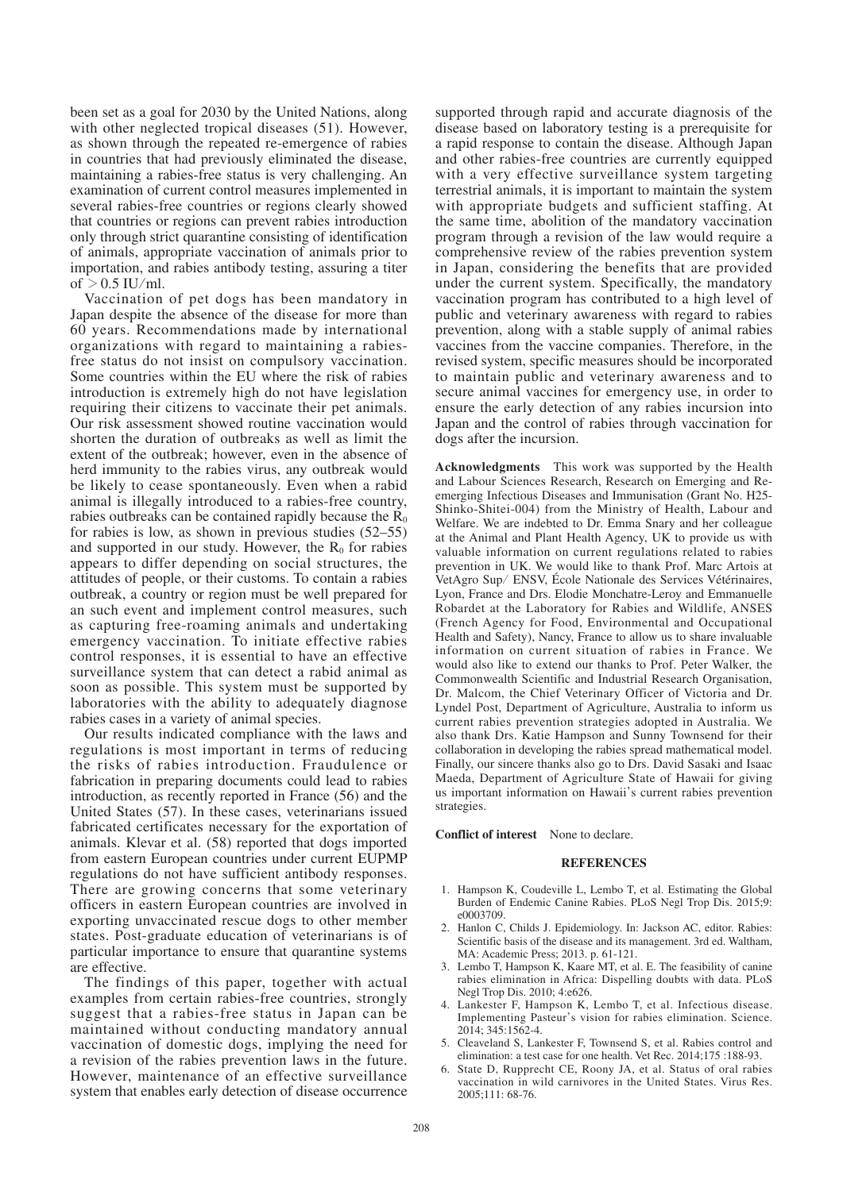been set as a goal for 2030 by the United Nations, along with other neglected tropical diseases (51). However, as shown through the repeated re-emergence of rabies in countries that had previously eliminated the disease, maintaining a rabies-free status is very challenging. An examination of current control measures implemented in several rabies-free countries or regions clearly showed that countries or regions can prevent rabies introduction only through strict quarantine consisting of identification of animals, appropriate vaccination of animals prior to importation, and rabies antibody testing, assuring a titer of > 0.5 IU/ml.

Vaccination of pet dogs has been mandatory in Japan despite the absence of the disease for more than 60 years. Recommendations made by international organizations with regard to maintaining a rabies-free status do not insist on compulsory vaccination. Some countries within the EU where the risk of rabies introduction is extremely high do not have legislation requiring their citizens to vaccinate their pet animals. Our risk assessment showed routine vaccination would shorten the duration of outbreaks as well as limit the extent of the outbreak; however, even in the absence of herd immunity to the rabies virus, any outbreak would be likely to cease spontaneously. Even when a rabid animal is illegally introduced to a rabies-free country, rabies outbreaks can be contained rapidly because the $R_0$ for rabies is low, as shown in previous studies (52–55) and supported in our study. However, the $R_0$ for rabies appears to differ depending on social structures, the attitudes of people, or their customs. To contain a rabies outbreak, a country or region must be well prepared for an such event and implement control measures, such as capturing free-roaming animals and undertaking emergency vaccination. To initiate effective rabies control responses, it is essential to have an effective surveillance system that can detect a rabid animal as soon as possible. This system must be supported by laboratories with the ability to adequately diagnose rabies cases in a variety of animal species.

Our results indicated compliance with the laws and regulations is most important in terms of reducing the risks of rabies introduction. Fraudulence or fabrication in preparing documents could lead to rabies introduction, as recently reported in France (56) and the United States (57). In these cases, veterinarians issued fabricated certificates necessary for the exportation of animals. Klevar et al. (58) reported that dogs imported from eastern European countries under current EUPMP regulations do not have sufficient antibody responses. There are growing concerns that some veterinary officers in eastern European countries are involved in exporting unvaccinated rescue dogs to other member states. Post-graduate education of veterinarians is of particular importance to ensure that quarantine systems are effective.

The findings of this paper, together with actual examples from certain rabies-free countries, strongly suggest that a rabies-free status in Japan can be maintained without conducting mandatory annual vaccination of domestic dogs, implying the need for a revision of the rabies prevention laws in the future. However, maintenance of an effective surveillance system that enables early detection of disease occurrence supported through rapid and accurate diagnosis of the disease based on laboratory testing is a prerequisite for a rapid response to contain the disease. Although Japan and other rabies-free countries are currently equipped with a very effective surveillance system targeting terrestrial animals, it is important to maintain the system with appropriate budgets and sufficient staffing. At the same time, abolition of the mandatory vaccination program through a revision of the law would require a comprehensive review of the rabies prevention system in Japan, considering the benefits that are provided under the current system. Specifically, the mandatory vaccination program has contributed to a high level of public and veterinary awareness with regard to rabies prevention, along with a stable supply of animal rabies vaccines from the vaccine companies. Therefore, in the revised system, specific measures should be incorporated to maintain public and veterinary awareness and to secure animal vaccines for emergency use, in order to ensure the early detection of any rabies incursion into Japan and the control of rabies through vaccination for dogs after the incursion.

**Acknowledgments** This work was supported by the Health and Labour Sciences Research, Research on Emerging and Re-emerging Infectious Diseases and Immunisation (Grant No. H25-Shinko-Shitei-004) from the Ministry of Health, Labour and Welfare. We are indebted to Dr. Emma Snary and her colleague at the Animal and Plant Health Agency, UK to provide us with valuable information on current regulations related to rabies prevention in UK. We would like to thank Prof. Marc Artois at VetAgro Sup/ ENSV, École Nationale des Services Vétérinaires, Lyon, France and Drs. Elodie Monchatre-Leroy and Emmanuelle Robardet at the Laboratory for Rabies and Wildlife, ANSES (French Agency for Food, Environmental and Occupational Health and Safety), Nancy, France to allow us to share invaluable information on current situation of rabies in France. We would also like to extend our thanks to Prof. Peter Walker, the Commonwealth Scientific and Industrial Research Organisation, Dr. Malcom, the Chief Veterinary Officer of Victoria and Dr. Lyndel Post, Department of Agriculture, Australia to inform us current rabies prevention strategies adopted in Australia. We also thank Drs. Katie Hampson and Sunny Townsend for their collaboration in developing the rabies spread mathematical model. Finally, our sincere thanks also go to Drs. David Sasaki and Isaac Maeda, Department of Agriculture State of Hawaii for giving us important information on Hawaii's current rabies prevention strategies.

**Conflict of interest** None to declare.

## REFERENCES

1. Hampson K, Coudeville L, Lembo T, et al. Estimating the Global Burden of Endemic Canine Rabies. PLoS Negl Trop Dis. 2015;9: e0003709.
2. Hanlon C, Childs J. Epidemiology. In: Jackson AC, editor. Rabies: Scientific basis of the disease and its management. 3rd ed. Waltham, MA: Academic Press; 2013. p. 61-121.
3. Lembo T, Hampson K, Kaare MT, et al. E. The feasibility of canine rabies elimination in Africa: Dispelling doubts with data. PLoS Negl Trop Dis. 2010; 4:e626.
4. Lankester F, Hampson K, Lembo T, et al. Infectious disease. Implementing Pasteur's vision for rabies elimination. Science. 2014; 345:1562-4.
5. Cleaveland S, Lankester F, Townsend S, et al. Rabies control and elimination: a test case for one health. Vet Rec. 2014;175 :188-93.
6. State D, Rupprecht CE, Roony JA, et al. Status of oral rabies vaccination in wild carnivores in the United States. Virus Res. 2005;111: 68-76.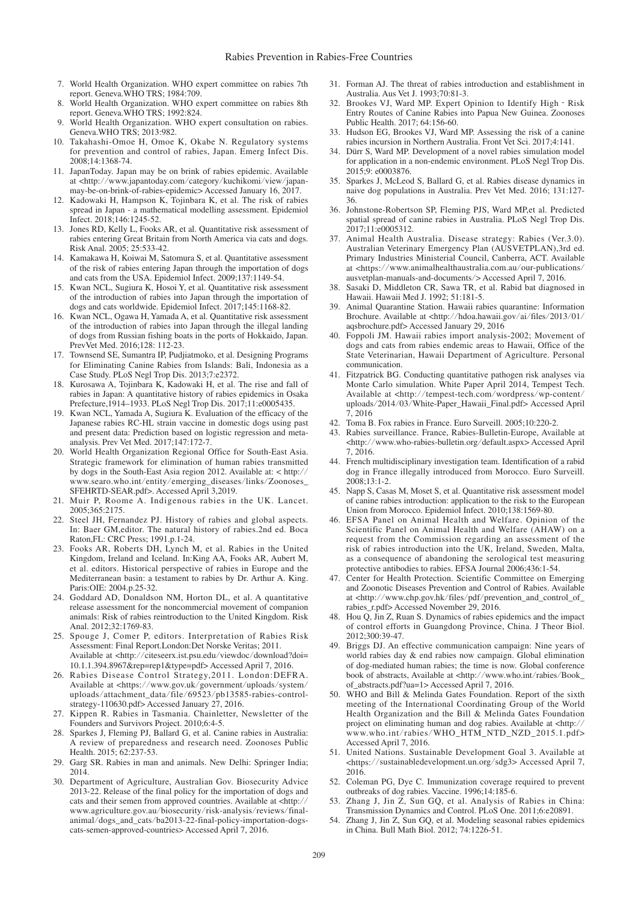7. World Health Organization. WHO expert committee on rabies 7th report. Geneva.WHO TRS; 1984:709.
8. World Health Organization. WHO expert committee on rabies 8th report. Geneva.WHO TRS; 1992:824.
9. World Health Organization. WHO expert consultation on rabies. Geneva.WHO TRS; 2013:982.
10. Takahashi-Omoe H, Omoe K, Okabe N. Regulatory systems for prevention and control of rabies, Japan. Emerg Infect Dis. 2008;14:1368-74.
11. JapanToday. Japan may be on brink of rabies epidemic. Available at <http://www.japantoday.com/category/kuchikomi/view/japan-may-be-on-brink-of-rabies-epidemic> Accessed January 16, 2017.
12. Kadowaki H, Hampson K, Tojinbara K, et al. The risk of rabies spread in Japan - a mathematical modelling assessment. Epidemiol Infect. 2018;146:1245-52.
13. Jones RD, Kelly L, Fooks AR, et al. Quantitative risk assessment of rabies entering Great Britain from North America via cats and dogs. Risk Anal. 2005; 25:533-42.
14. Kamakawa H, Koiwai M, Satomura S, et al. Quantitative assessment of the risk of rabies entering Japan through the importation of dogs and cats from the USA. Epidemiol Infect. 2009;137:1149-54.
15. Kwan NCL, Sugiura K, Hosoi Y, et al. Quantitative risk assessment of the introduction of rabies into Japan through the importation of dogs and cats worldwide. Epidemiol Infect. 2017;145:1168-82.
16. Kwan NCL, Ogawa H, Yamada A, et al. Quantitative risk assessment of the introduction of rabies into Japan through the illegal landing of dogs from Russian fishing boats in the ports of Hokkaido, Japan. PrevVet Med. 2016;128: 112-23.
17. Townsend SE, Sumantra IP, Pudjiatmoko, et al. Designing Programs for Eliminating Canine Rabies from Islands: Bali, Indonesia as a Case Study. PLoS Negl Trop Dis. 2013;7:e2372.
18. Kurosawa A, Tojinbara K, Kadowaki H, et al. The rise and fall of rabies in Japan: A quantitative history of rabies epidemics in Osaka Prefecture,1914–1933. PLoS Negl Trop Dis. 2017;11:e0005435.
19. Kwan NCL, Yamada A, Sugiura K. Evaluation of the efficacy of the Japanese rabies RC-HL strain vaccine in domestic dogs using past and present data: Prediction based on logistic regression and meta-analysis. Prev Vet Med. 2017;147:172-7.
20. World Health Organization Regional Office for South-East Asia. Strategic framework for elimination of human rabies transmitted by dogs in the South-East Asia region 2012. Available at: < http://www.searo.who.int/entity/emerging_diseases/links/Zoonoses_SFEHRTD-SEAR.pdf>. Accessed April 3,2019.
21. Muir P, Roome A. Indigenous rabies in the UK. Lancet. 2005;365:2175.
22. Steel JH, Fernandez PJ. History of rabies and global aspects. In: Baer GM,editor. The natural history of rabies.2nd ed. Boca Raton,FL: CRC Press; 1991.p.1-24.
23. Fooks AR, Roberts DH, Lynch M, et al. Rabies in the United Kingdom, Ireland and Iceland. In:King AA, Fooks AR, Aubert M, et al. editors. Historical perspective of rabies in Europe and the Mediterranean basin: a testament to rabies by Dr. Arthur A. King. Paris:OIE: 2004.p.25-32.
24. Goddard AD, Donaldson NM, Horton DL, et al. A quantitative release assessment for the noncommercial movement of companion animals: Risk of rabies reintroduction to the United Kingdom. Risk Anal. 2012;32:1769-83.
25. Spouge J, Comer P, editors. Interpretation of Rabies Risk Assessment: Final Report.London:Det Norske Veritas; 2011. Available at <http://citeseerx.ist.psu.edu/viewdoc/download?doi=10.1.1.394.8967&rep=rep1&type=pdf> Accessed April 7, 2016.
26. Rabies Disease Control Strategy,2011. London:DEFRA. Available at <https://www.gov.uk/government/uploads/system/uploads/attachment_data/file/69523/pb13585-rabies-control-strategy-110630.pdf> Accessed January 27, 2016.
27. Kippen R. Rabies in Tasmania. Chainletter, Newsletter of the Founders and Survivors Project. 2010;6:4-5.
28. Sparkes J, Fleming PJ, Ballard G, et al. Canine rabies in Australia: A review of preparedness and research need. Zoonoses Public Health. 2015; 62:237-53.
29. Garg SR. Rabies in man and animals. New Delhi: Springer India; 2014.
30. Department of Agriculture, Australian Gov. Biosecurity Advice 2013-22. Release of the final policy for the importation of dogs and cats and their semen from approved countries. Available at <http://www.agriculture.gov.au/biosecurity/risk-analysis/reviews/final-animal/dogs_and_cats/ba2013-22-final-policy-importation-dogs-cats-semen-approved-countries> Accessed April 7, 2016.
31. Forman AJ. The threat of rabies introduction and establishment in Australia. Aus Vet J. 1993;70:81-3.
32. Brookes VJ, Ward MP. Expert Opinion to Identify High - Risk Entry Routes of Canine Rabies into Papua New Guinea. Zoonoses Public Health. 2017; 64:156-60.
33. Hudson EG, Brookes VJ, Ward MP. Assessing the risk of a canine rabies incursion in Northern Australia. Front Vet Sci. 2017;4:141.
34. Dürr S, Ward MP. Development of a novel rabies simulation model for application in a non-endemic environment. PLoS Negl Trop Dis. 2015;9: e0003876.
35. Sparkes J, McLeod S, Ballard G, et al. Rabies disease dynamics in naive dog populations in Australia. Prev Vet Med. 2016; 131:127-36.
36. Johnstone-Robertson SP, Fleming PJS, Ward MP,et al. Predicted spatial spread of canine rabies in Australia. PLoS Negl Trop Dis. 2017;11:e0005312.
37. Animal Health Australia. Disease strategy: Rabies (Ver.3.0). Australian Veterinary Emergency Plan (AUSVETPLAN),3rd ed. Primary Industries Ministerial Council, Canberra, ACT. Available at <https://www.animalhealthaustralia.com.au/our-publications/ausvetplan-manuals-and-documents/> Accessed April 7, 2016.
38. Sasaki D, Middleton CR, Sawa TR, et al. Rabid bat diagnosed in Hawaii. Hawaii Med J. 1992; 51:181-5.
39. Animal Quarantine Station. Hawaii rabies quarantine: Information Brochure. Available at <http://hdoa.hawaii.gov/ai/files/2013/01/aqsbrochure.pdf> Accessed January 29, 2016
40. Foppoli JM. Hawaii rabies import analysis-2002; Movement of dogs and cats from rabies endemic areas to Hawaii, Office of the State Veterinarian, Hawaii Department of Agriculture. Personal communication.
41. Fitzpatrick BG. Conducting quantitative pathogen risk analyses via Monte Carlo simulation. White Paper April 2014, Tempest Tech. Available at <http://tempest-tech.com/wordpress/wp-content/uploads/2014/03/White-Paper_Hawaii_Final.pdf> Accessed April 7, 2016
42. Toma B. Fox rabies in France. Euro Surveill. 2005;10:220-2.
43. Rabies surveillance. France, Rabies-Bulletin-Europe, Available at <http://www.who-rabies-bulletin.org/default.aspx> Accessed April 7, 2016.
44. French multidisciplinary investigation team. Identification of a rabid dog in France illegally introduced from Morocco. Euro Surveill. 2008;13:1-2.
45. Napp S, Casas M, Moset S, et al. Quantitative risk assessment model of canine rabies introduction: application to the risk to the European Union from Morocco. Epidemiol Infect. 2010;138:1569-80.
46. EFSA Panel on Animal Health and Welfare. Opinion of the Scientific Panel on Animal Health and Welfare (AHAW) on a request from the Commission regarding an assessment of the risk of rabies introduction into the UK, Ireland, Sweden, Malta, as a consequence of abandoning the serological test measuring protective antibodies to rabies. EFSA Journal 2006;436:1-54.
47. Center for Health Protection. Scientific Committee on Emerging and Zoonotic Diseases Prevention and Control of Rabies. Available at <http://www.chp.gov.hk/files/pdf/prevention_and_control_of_rabies_r.pdf> Accessed November 29, 2016.
48. Hou Q, Jin Z, Ruan S. Dynamics of rabies epidemics and the impact of control efforts in Guangdong Province, China. J Theor Biol. 2012;300:39-47.
49. Briggs DJ. An effective communication campaign: Nine years of world rabies day & end rabies now campaign. Global elimination of dog-mediated human rabies; the time is now. Global conference book of abstracts, Available at <http://www.who.int/rabies/Book_of_abstracts.pdf?ua=1> Accessed April 7, 2016.
50. WHO and Bill & Melinda Gates Foundation. Report of the sixth meeting of the International Coordinating Group of the World Health Organization and the Bill & Melinda Gates Foundation project on eliminating human and dog rabies. Available at <http://www.who.int/rabies/WHO_HTM_NTD_NZD_2015.1.pdf> Accessed April 7, 2016.
51. United Nations. Sustainable Development Goal 3. Available at <https://sustainabledevelopment.un.org/sdg3> Accessed April 7, 2016.
52. Coleman PG, Dye C. Immunization coverage required to prevent outbreaks of dog rabies. Vaccine. 1996;14:185-6.
53. Zhang J, Jin Z, Sun GQ, et al. Analysis of Rabies in China: Transmission Dynamics and Control. PLoS One. 2011;6:e20891.
54. Zhang J, Jin Z, Sun GQ, et al. Modeling seasonal rabies epidemics in China. Bull Math Biol. 2012; 74:1226-51.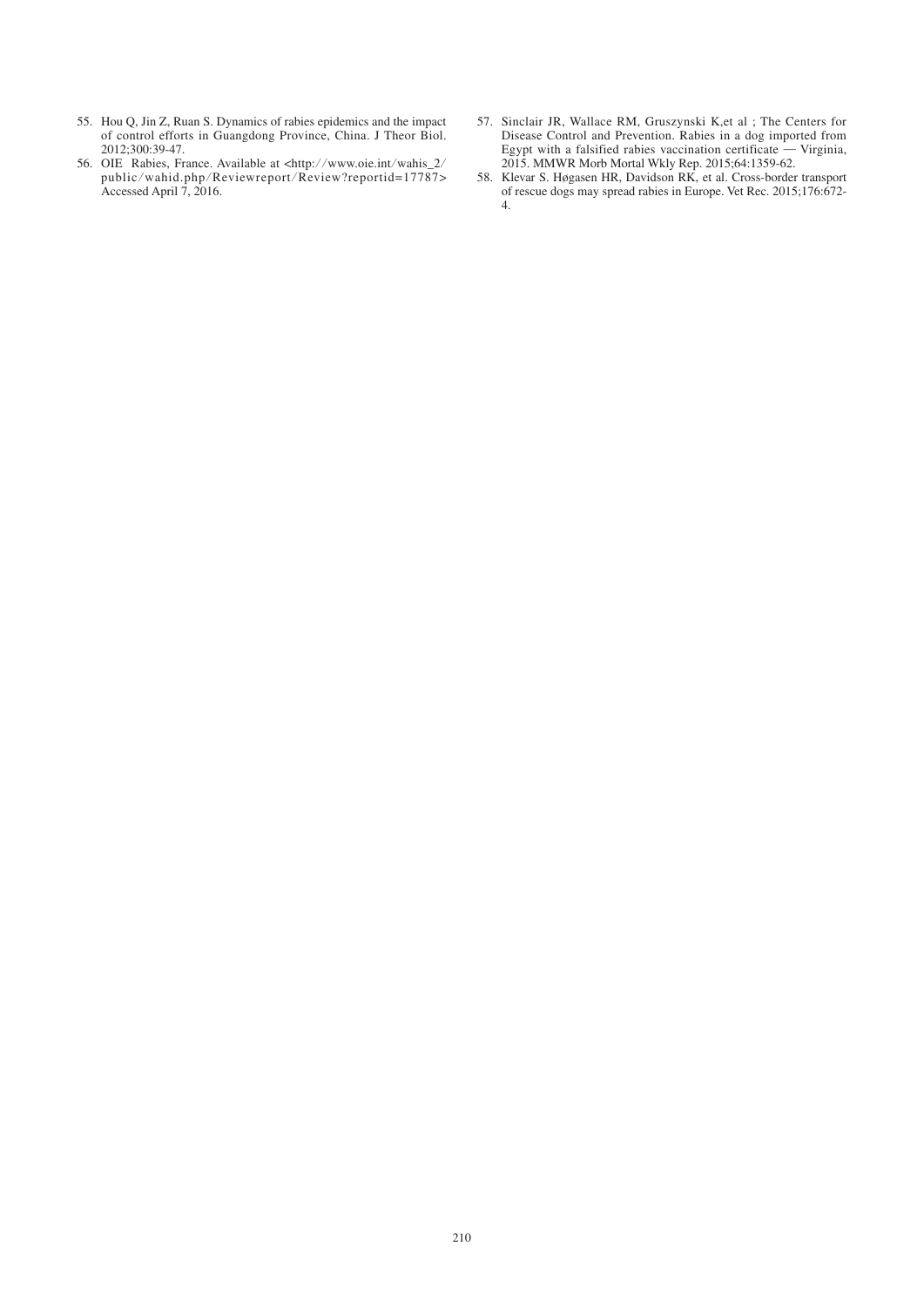55. Hou Q, Jin Z, Ruan S. Dynamics of rabies epidemics and the impact of control efforts in Guangdong Province, China. J Theor Biol. 2012;300:39-47.
56. OIE Rabies, France. Available at <http://www.oie.int/wahis_2/public/wahid.php/Reviewreport/Review?reportid=17787> Accessed April 7, 2016.
57. Sinclair JR, Wallace RM, Gruszynski K,et al ; The Centers for Disease Control and Prevention. Rabies in a dog imported from Egypt with a falsified rabies vaccination certificate — Virginia, 2015. MMWR Morb Mortal Wkly Rep. 2015;64:1359-62.
58. Klevar S. Høgasen HR, Davidson RK, et al. Cross-border transport of rescue dogs may spread rabies in Europe. Vet Rec. 2015;176:672-4.